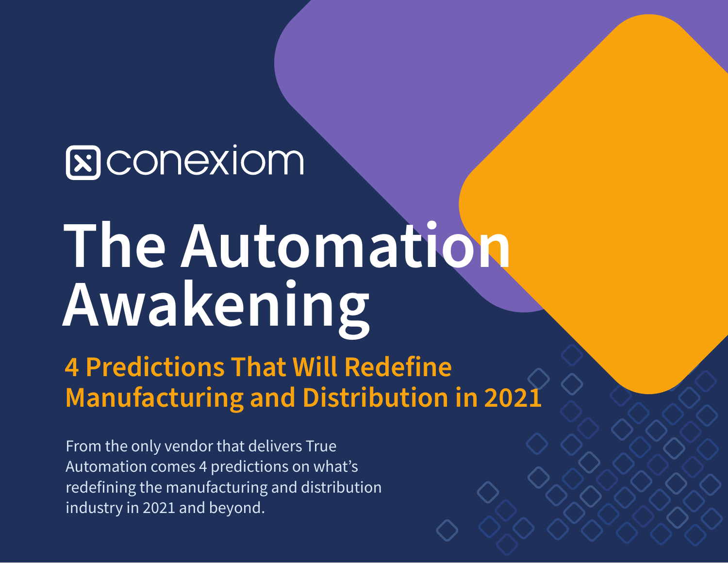conexiom

# The Automation Awakening

## 4 Predictions That Will Redefine Manufacturing and Distribution in 2021

From the only vendor that delivers True Automation comes 4 predictions on what's redefining the manufacturing and distribution industry in 2021 and beyond.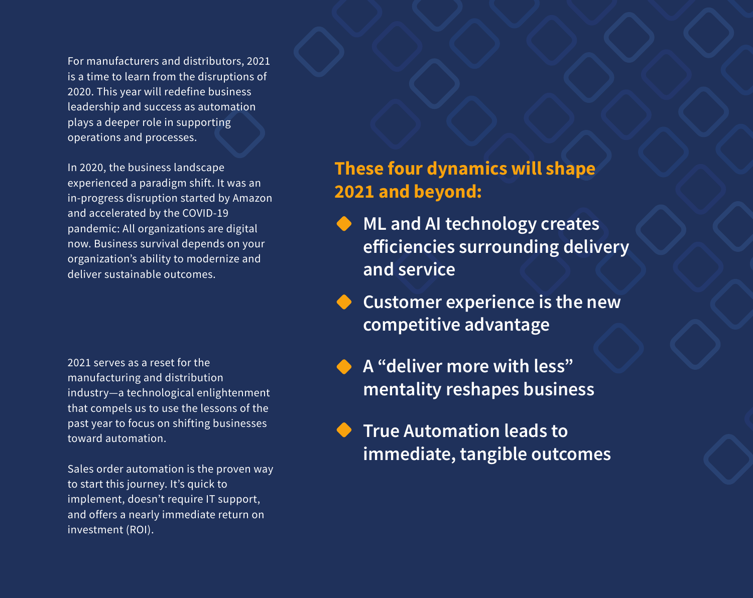For manufacturers and distributors, 2021 is a time to learn from the disruptions of 2020. This year will redefine business leadership and success as automation plays a deeper role in supporting operations and processes.

In 2020, the business landscape experienced a paradigm shift. It was an in-progress disruption started by Amazon and accelerated by the COVID-19 pandemic: All organizations are digital now. Business survival depends on your organization's ability to modernize and deliver sustainable outcomes.

2021 serves as a reset for the manufacturing and distribution industry—a technological enlightenment that compels us to use the lessons of the past year to focus on shifting businesses toward automation.

Sales order automation is the proven way to start this journey. It's quick to implement, doesn't require IT support, and offers a nearly immediate return on investment (ROI).

## These four dynamics will shape 2021 and beyond:

- **ML and AI technology creates efficiencies surrounding delivery and service**
- **Customer experience is the new competitive advantage**
- **A "deliver more with less" mentality reshapes business**
- **True Automation leads to immediate, tangible outcomes**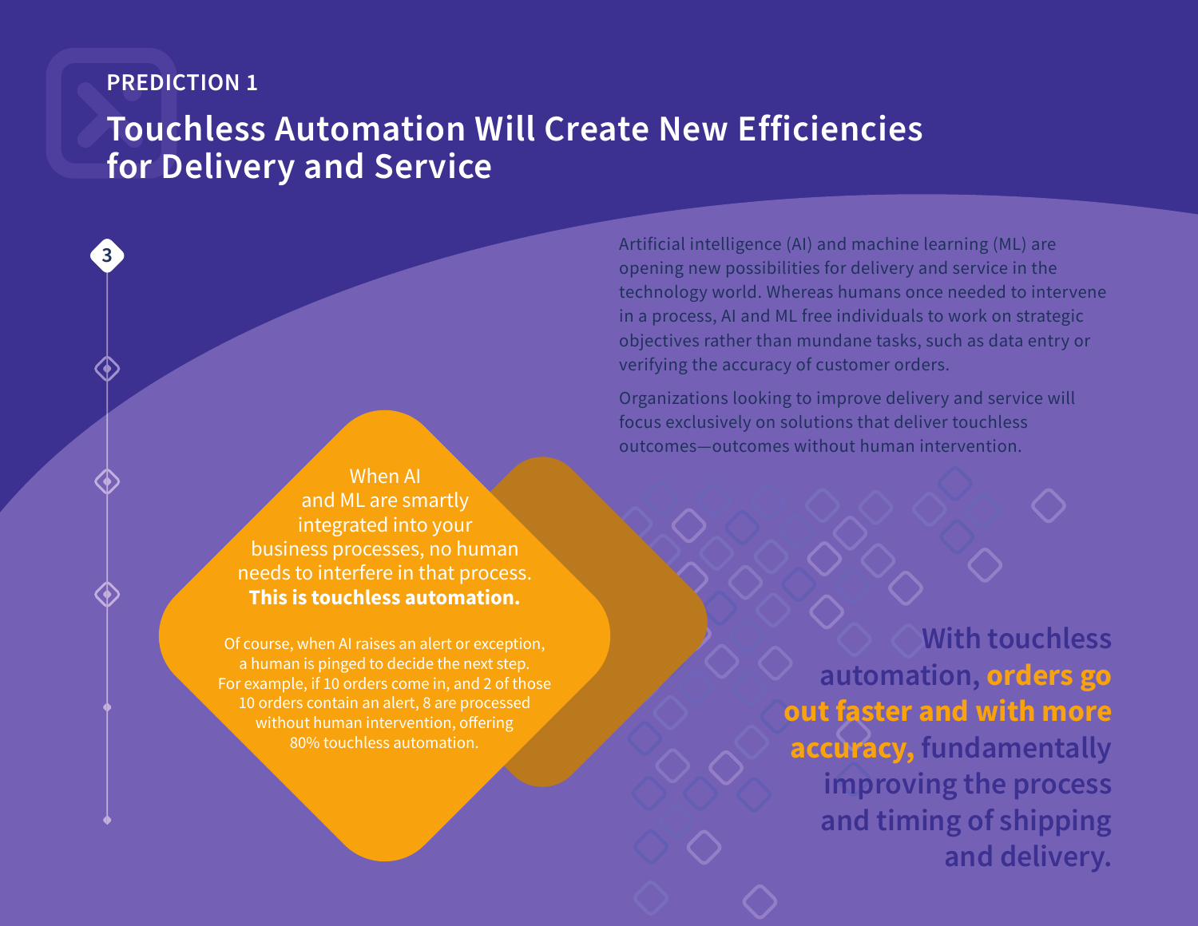PREDICTION 1

# Touchless Automation Will Create New Efficiencies for Delivery and Service

Artificial intelligence (AI) and machine learning (ML) are opening new possibilities for delivery and service in the technology world. Whereas humans once needed to intervene in a process, AI and ML free individuals to work on strategic objectives rather than mundane tasks, such as data entry or verifying the accuracy of customer orders.

Organizations looking to improve delivery and service will focus exclusively on solutions that deliver touchless outcomes—outcomes without human intervention.

When AI and ML are smartly integrated into your business processes, no human needs to interfere in that process. **This is touchless automation.**

Of course, when AI raises an alert or exception, a human is pinged to decide the next step. For example, if 10 orders come in, and 2 of those 10 orders contain an alert, 8 are processed without human intervention, offering 80% touchless automation.

**With touchless automation, orders go out faster and with more accuracy, fundamentally improving the process and timing of shipping and delivery.**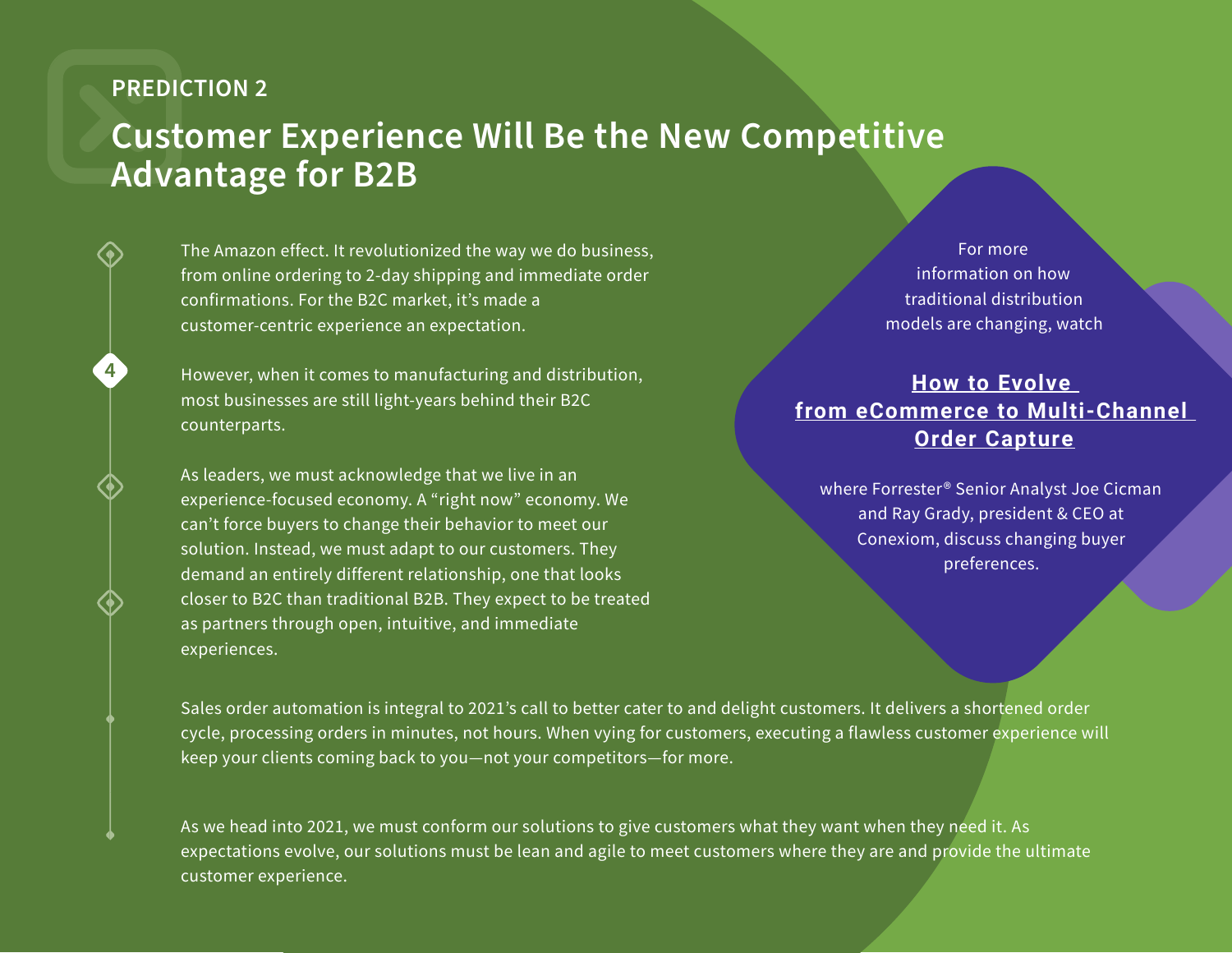PREDICTION 2

# Customer Experience Will Be the New Competitive Advantage for B2B

The Amazon effect. It revolutionized the way we do business, from online ordering to 2-day shipping and immediate order confirmations. For the B2C market, it's made a customer-centric experience an expectation.

However, when it comes to manufacturing and distribution, most businesses are still light-years behind their B2C counterparts.

As leaders, we must acknowledge that we live in an experience-focused economy. A "right now" economy. We can't force buyers to change their behavior to meet our solution. Instead, we must adapt to our customers. They demand an entirely different relationship, one that looks closer to B2C than traditional B2B. They expect to be treated as partners through open, intuitive, and immediate experiences.

For more information on how traditional distribution models are changing, watch

**How to Evolve from eCommerce to Multi-Channel Order Capture**

where Forrester® Senior Analyst Joe Cicman and Ray Grady, president & CEO at Conexiom, discuss changing buyer preferences.

Sales order automation is integral to 2021's call to better cater to and delight customers. It delivers a shortened order cycle, processing orders in minutes, not hours. When vying for customers, executing a flawless customer experience will keep your clients coming back to you—not your competitors—for more.

As we head into 2021, we must conform our solutions to give customers what they want when they need it. As expectations evolve, our solutions must be lean and agile to meet customers where they are and provide the ultimate customer experience.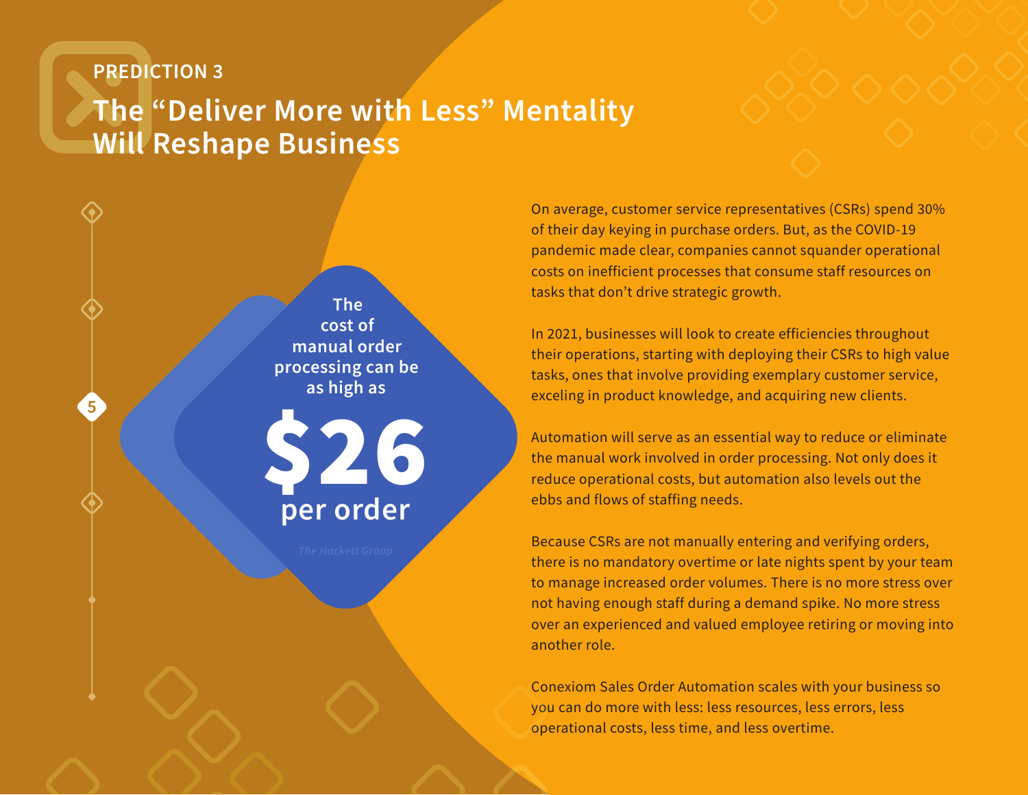PREDICTION 3

# The "Deliver More with Less" Mentality Will Reshape Business

The cost of manual order processing can be as high as

**$26 per order**

*The Hackett Group*

On average, customer service representatives (CSRs) spend 30% of their day keying in purchase orders. But, as the COVID-19 pandemic made clear, companies cannot squander operational costs on inefficient processes that consume staff resources on tasks that don't drive strategic growth.

In 2021, businesses will look to create efficiencies throughout their operations, starting with deploying their CSRs to high value tasks, ones that involve providing exemplary customer service, exceling in product knowledge, and acquiring new clients.

Automation will serve as an essential way to reduce or eliminate the manual work involved in order processing. Not only does it reduce operational costs, but automation also levels out the ebbs and flows of staffing needs.

Because CSRs are not manually entering and verifying orders, there is no mandatory overtime or late nights spent by your team to manage increased order volumes. There is no more stress over not having enough staff during a demand spike. No more stress over an experienced and valued employee retiring or moving into another role.

Conexiom Sales Order Automation scales with your business so you can do more with less: less resources, less errors, less operational costs, less time, and less overtime.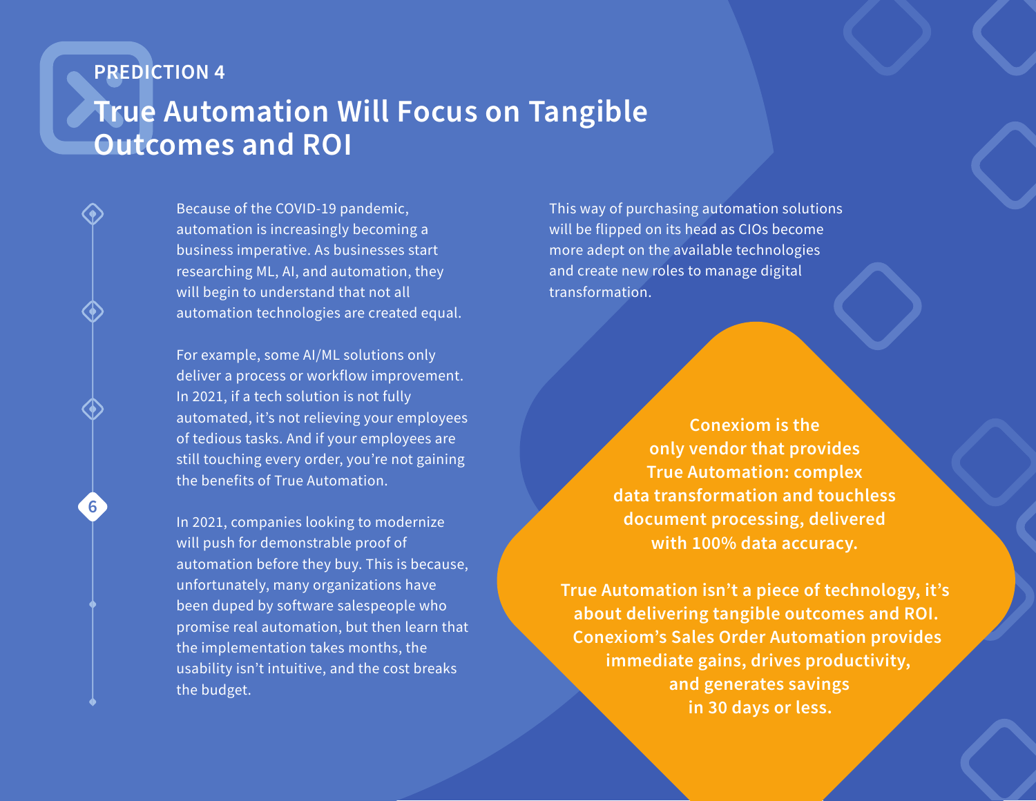PREDICTION 4

# True Automation Will Focus on Tangible Outcomes and ROI

Because of the COVID-19 pandemic, automation is increasingly becoming a business imperative. As businesses start researching ML, AI, and automation, they will begin to understand that not all automation technologies are created equal.

For example, some AI/ML solutions only deliver a process or workflow improvement. In 2021, if a tech solution is not fully automated, it's not relieving your employees of tedious tasks. And if your employees are still touching every order, you're not gaining the benefits of True Automation.

In 2021, companies looking to modernize will push for demonstrable proof of automation before they buy. This is because, unfortunately, many organizations have been duped by software salespeople who promise real automation, but then learn that the implementation takes months, the usability isn't intuitive, and the cost breaks the budget.

This way of purchasing automation solutions will be flipped on its head as CIOs become more adept on the available technologies and create new roles to manage digital transformation.

**Conexiom is the only vendor that provides True Automation: complex data transformation and touchless document processing, delivered with 100% data accuracy.**

**True Automation isn't a piece of technology, it's about delivering tangible outcomes and ROI. Conexiom's Sales Order Automation provides immediate gains, drives productivity, and generates savings in 30 days or less.**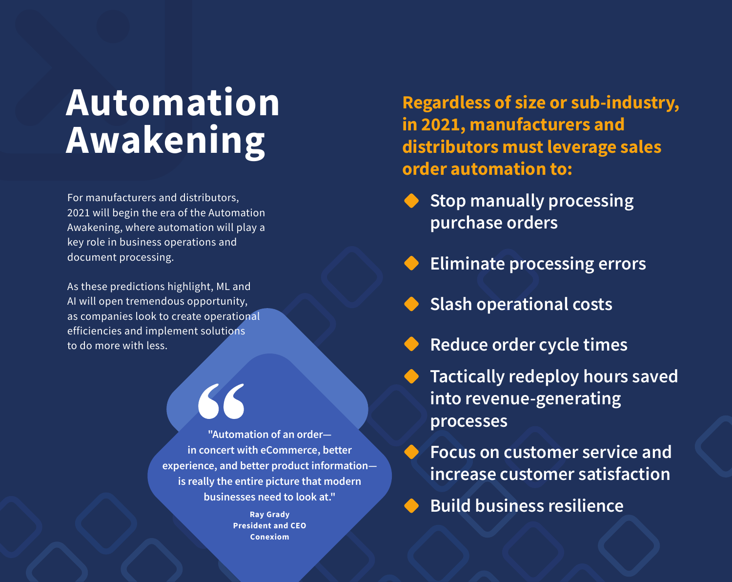# Automation Awakening

For manufacturers and distributors, 2021 will begin the era of the Automation Awakening, where automation will play a key role in business operations and document processing.

As these predictions highlight, ML and AI will open tremendous opportunity, as companies look to create operational efficiencies and implement solutions to do more with less.

> "Automation of an order—in concert with eCommerce, better experience, and better product information—is really the entire picture that modern businesses need to look at."
>
> **Ray Grady**
> **President and CEO**
> **Conexiom**

**Regardless of size or sub-industry, in 2021, manufacturers and distributors must leverage sales order automation to:**

- Stop manually processing purchase orders
- Eliminate processing errors
- Slash operational costs
- Reduce order cycle times
- Tactically redeploy hours saved into revenue-generating processes
- Focus on customer service and increase customer satisfaction
- Build business resilience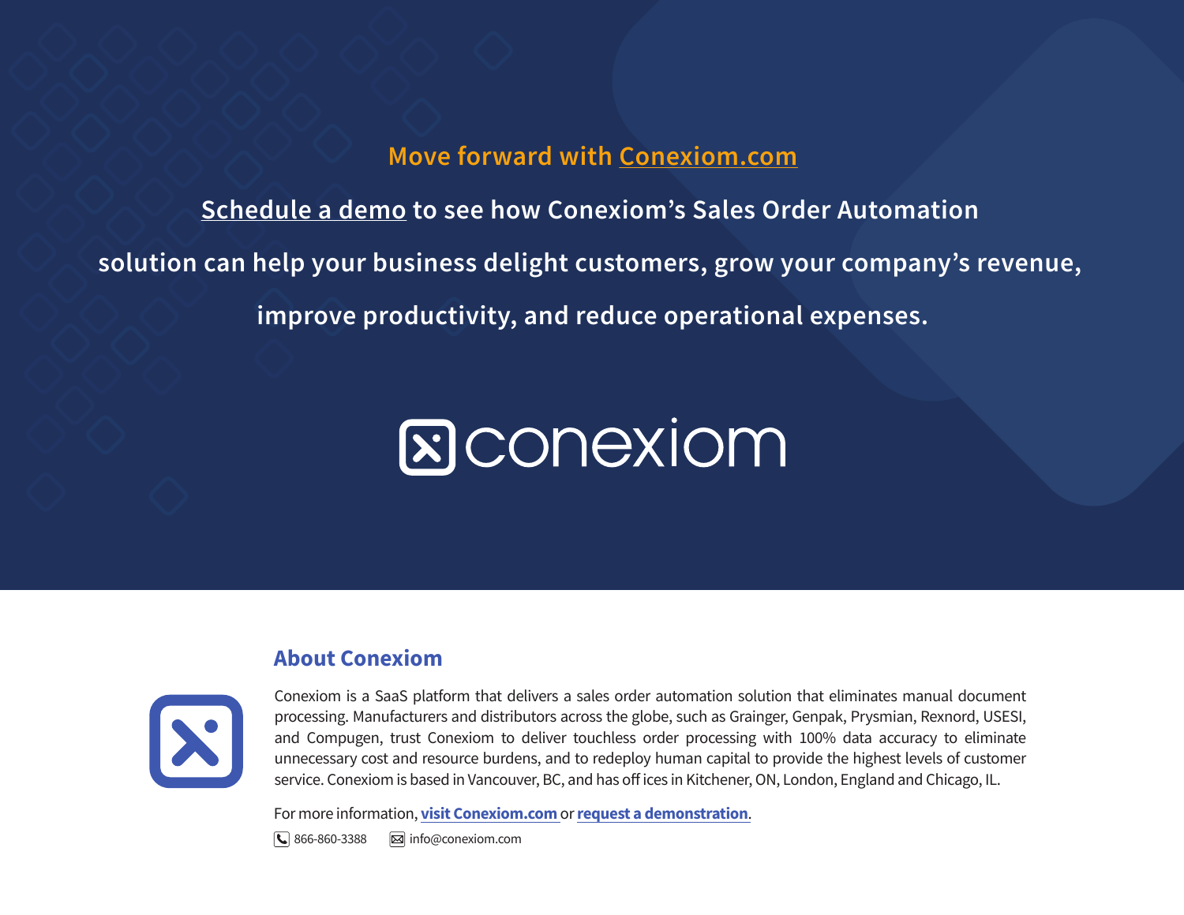**Move forward with Conexiom.com**

**Schedule a demo to see how Conexiom's Sales Order Automation solution can help your business delight customers, grow your company's revenue, improve productivity, and reduce operational expenses.**

conexiom

## About Conexiom

Conexiom is a SaaS platform that delivers a sales order automation solution that eliminates manual document processing. Manufacturers and distributors across the globe, such as Grainger, Genpak, Prysmian, Rexnord, USESI, and Compugen, trust Conexiom to deliver touchless order processing with 100% data accuracy to eliminate unnecessary cost and resource burdens, and to redeploy human capital to provide the highest levels of customer service. Conexiom is based in Vancouver, BC, and has offices in Kitchener, ON, London, England and Chicago, IL.

For more information, **visit Conexiom.com** or **request a demonstration**.

866-860-3388 info@conexiom.com